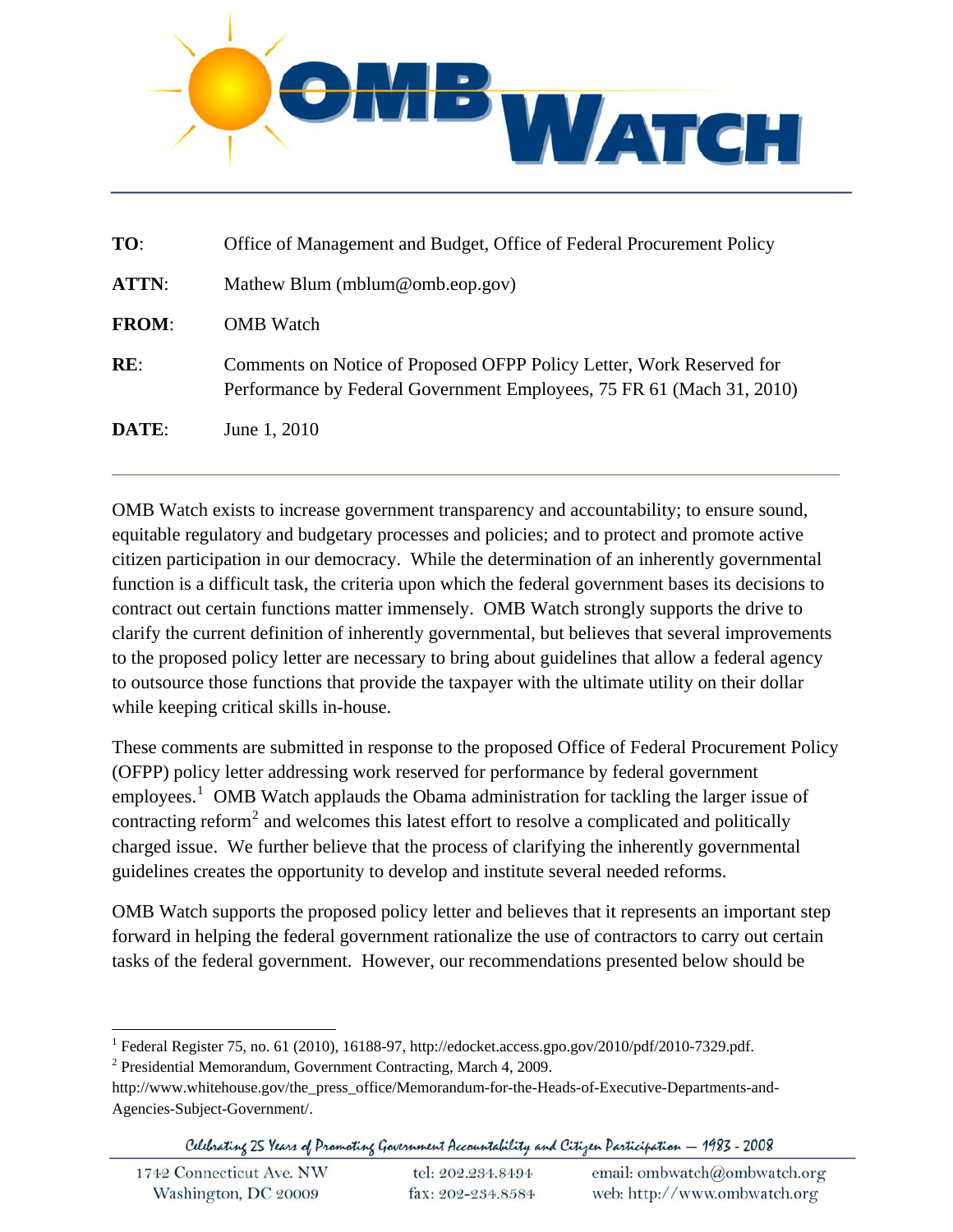# OMB WATCH

**TO**: Office of Management and Budget, Office of Federal Procurement Policy

**ATTN**: Mathew Blum (mblum@omb.eop.gov)

**FROM**: OMB Watch

**RE**: Comments on Notice of Proposed OFPP Policy Letter, Work Reserved for Performance by Federal Government Employees, 75 FR 61 (Mach 31, 2010)

**DATE**: June 1, 2010

---

OMB Watch exists to increase government transparency and accountability; to ensure sound, equitable regulatory and budgetary processes and policies; and to protect and promote active citizen participation in our democracy. While the determination of an inherently governmental function is a difficult task, the criteria upon which the federal government bases its decisions to contract out certain functions matter immensely. OMB Watch strongly supports the drive to clarify the current definition of inherently governmental, but believes that several improvements to the proposed policy letter are necessary to bring about guidelines that allow a federal agency to outsource those functions that provide the taxpayer with the ultimate utility on their dollar while keeping critical skills in-house.

These comments are submitted in response to the proposed Office of Federal Procurement Policy (OFPP) policy letter addressing work reserved for performance by federal government employees.[1] OMB Watch applauds the Obama administration for tackling the larger issue of contracting reform[2] and welcomes this latest effort to resolve a complicated and politically charged issue. We further believe that the process of clarifying the inherently governmental guidelines creates the opportunity to develop and institute several needed reforms.

OMB Watch supports the proposed policy letter and believes that it represents an important step forward in helping the federal government rationalize the use of contractors to carry out certain tasks of the federal government. However, our recommendations presented below should be

---

[1] Federal Register 75, no. 61 (2010), 16188-97, http://edocket.access.gpo.gov/2010/pdf/2010-7329.pdf.

[2] Presidential Memorandum, Government Contracting, March 4, 2009. http://www.whitehouse.gov/the_press_office/Memorandum-for-the-Heads-of-Executive-Departments-and-Agencies-Subject-Government/.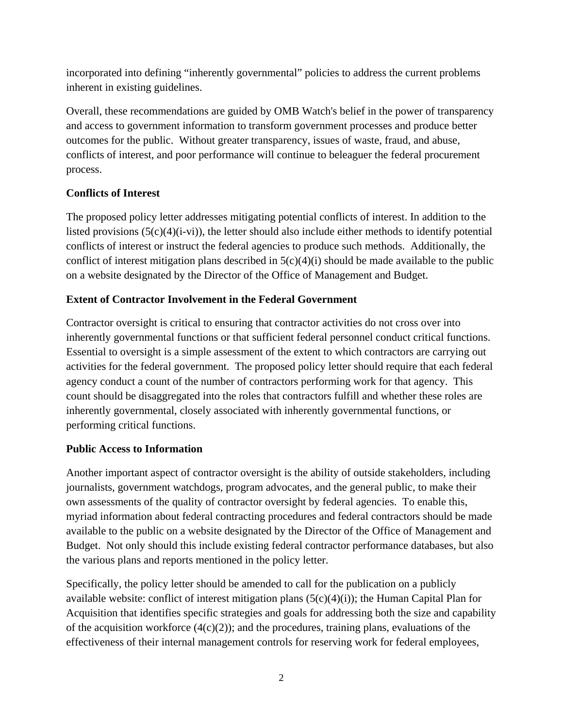incorporated into defining "inherently governmental" policies to address the current problems inherent in existing guidelines.

Overall, these recommendations are guided by OMB Watch's belief in the power of transparency and access to government information to transform government processes and produce better outcomes for the public. Without greater transparency, issues of waste, fraud, and abuse, conflicts of interest, and poor performance will continue to beleaguer the federal procurement process.

**Conflicts of Interest**

The proposed policy letter addresses mitigating potential conflicts of interest. In addition to the listed provisions (5(c)(4)(i-vi)), the letter should also include either methods to identify potential conflicts of interest or instruct the federal agencies to produce such methods. Additionally, the conflict of interest mitigation plans described in 5(c)(4)(i) should be made available to the public on a website designated by the Director of the Office of Management and Budget.

**Extent of Contractor Involvement in the Federal Government**

Contractor oversight is critical to ensuring that contractor activities do not cross over into inherently governmental functions or that sufficient federal personnel conduct critical functions. Essential to oversight is a simple assessment of the extent to which contractors are carrying out activities for the federal government. The proposed policy letter should require that each federal agency conduct a count of the number of contractors performing work for that agency. This count should be disaggregated into the roles that contractors fulfill and whether these roles are inherently governmental, closely associated with inherently governmental functions, or performing critical functions.

**Public Access to Information**

Another important aspect of contractor oversight is the ability of outside stakeholders, including journalists, government watchdogs, program advocates, and the general public, to make their own assessments of the quality of contractor oversight by federal agencies. To enable this, myriad information about federal contracting procedures and federal contractors should be made available to the public on a website designated by the Director of the Office of Management and Budget. Not only should this include existing federal contractor performance databases, but also the various plans and reports mentioned in the policy letter.

Specifically, the policy letter should be amended to call for the publication on a publicly available website: conflict of interest mitigation plans (5(c)(4)(i)); the Human Capital Plan for Acquisition that identifies specific strategies and goals for addressing both the size and capability of the acquisition workforce (4(c)(2)); and the procedures, training plans, evaluations of the effectiveness of their internal management controls for reserving work for federal employees,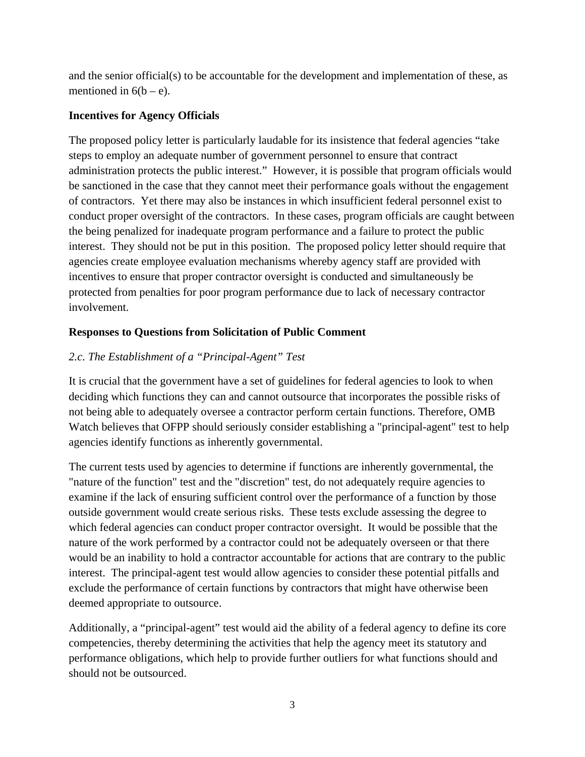and the senior official(s) to be accountable for the development and implementation of these, as mentioned in 6(b – e).

**Incentives for Agency Officials**

The proposed policy letter is particularly laudable for its insistence that federal agencies "take steps to employ an adequate number of government personnel to ensure that contract administration protects the public interest." However, it is possible that program officials would be sanctioned in the case that they cannot meet their performance goals without the engagement of contractors. Yet there may also be instances in which insufficient federal personnel exist to conduct proper oversight of the contractors. In these cases, program officials are caught between the being penalized for inadequate program performance and a failure to protect the public interest. They should not be put in this position. The proposed policy letter should require that agencies create employee evaluation mechanisms whereby agency staff are provided with incentives to ensure that proper contractor oversight is conducted and simultaneously be protected from penalties for poor program performance due to lack of necessary contractor involvement.

**Responses to Questions from Solicitation of Public Comment**

*2.c. The Establishment of a "Principal-Agent" Test*

It is crucial that the government have a set of guidelines for federal agencies to look to when deciding which functions they can and cannot outsource that incorporates the possible risks of not being able to adequately oversee a contractor perform certain functions. Therefore, OMB Watch believes that OFPP should seriously consider establishing a "principal-agent" test to help agencies identify functions as inherently governmental.

The current tests used by agencies to determine if functions are inherently governmental, the "nature of the function" test and the "discretion" test, do not adequately require agencies to examine if the lack of ensuring sufficient control over the performance of a function by those outside government would create serious risks. These tests exclude assessing the degree to which federal agencies can conduct proper contractor oversight. It would be possible that the nature of the work performed by a contractor could not be adequately overseen or that there would be an inability to hold a contractor accountable for actions that are contrary to the public interest. The principal-agent test would allow agencies to consider these potential pitfalls and exclude the performance of certain functions by contractors that might have otherwise been deemed appropriate to outsource.

Additionally, a "principal-agent" test would aid the ability of a federal agency to define its core competencies, thereby determining the activities that help the agency meet its statutory and performance obligations, which help to provide further outliers for what functions should and should not be outsourced.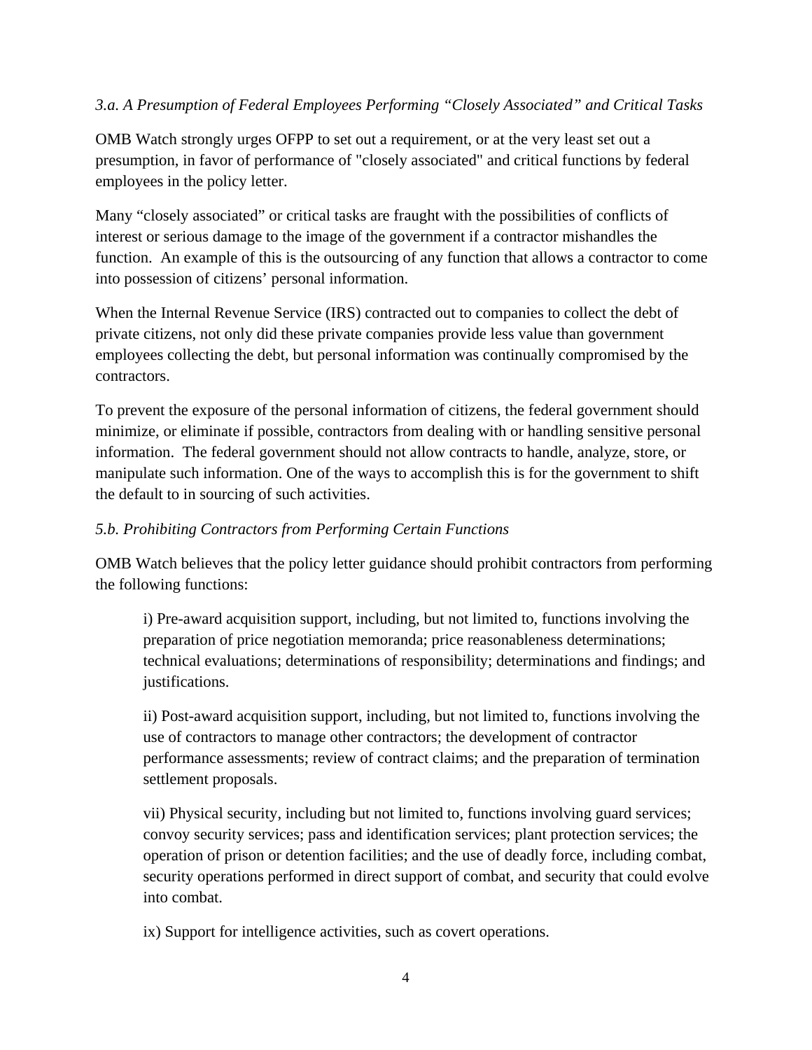*3.a. A Presumption of Federal Employees Performing “Closely Associated” and Critical Tasks*

OMB Watch strongly urges OFPP to set out a requirement, or at the very least set out a presumption, in favor of performance of "closely associated" and critical functions by federal employees in the policy letter.

Many “closely associated” or critical tasks are fraught with the possibilities of conflicts of interest or serious damage to the image of the government if a contractor mishandles the function. An example of this is the outsourcing of any function that allows a contractor to come into possession of citizens’ personal information.

When the Internal Revenue Service (IRS) contracted out to companies to collect the debt of private citizens, not only did these private companies provide less value than government employees collecting the debt, but personal information was continually compromised by the contractors.

To prevent the exposure of the personal information of citizens, the federal government should minimize, or eliminate if possible, contractors from dealing with or handling sensitive personal information. The federal government should not allow contracts to handle, analyze, store, or manipulate such information. One of the ways to accomplish this is for the government to shift the default to in sourcing of such activities.

*5.b. Prohibiting Contractors from Performing Certain Functions*

OMB Watch believes that the policy letter guidance should prohibit contractors from performing the following functions:

> i) Pre-award acquisition support, including, but not limited to, functions involving the preparation of price negotiation memoranda; price reasonableness determinations; technical evaluations; determinations of responsibility; determinations and findings; and justifications.
>
> ii) Post-award acquisition support, including, but not limited to, functions involving the use of contractors to manage other contractors; the development of contractor performance assessments; review of contract claims; and the preparation of termination settlement proposals.
>
> vii) Physical security, including but not limited to, functions involving guard services; convoy security services; pass and identification services; plant protection services; the operation of prison or detention facilities; and the use of deadly force, including combat, security operations performed in direct support of combat, and security that could evolve into combat.
>
> ix) Support for intelligence activities, such as covert operations.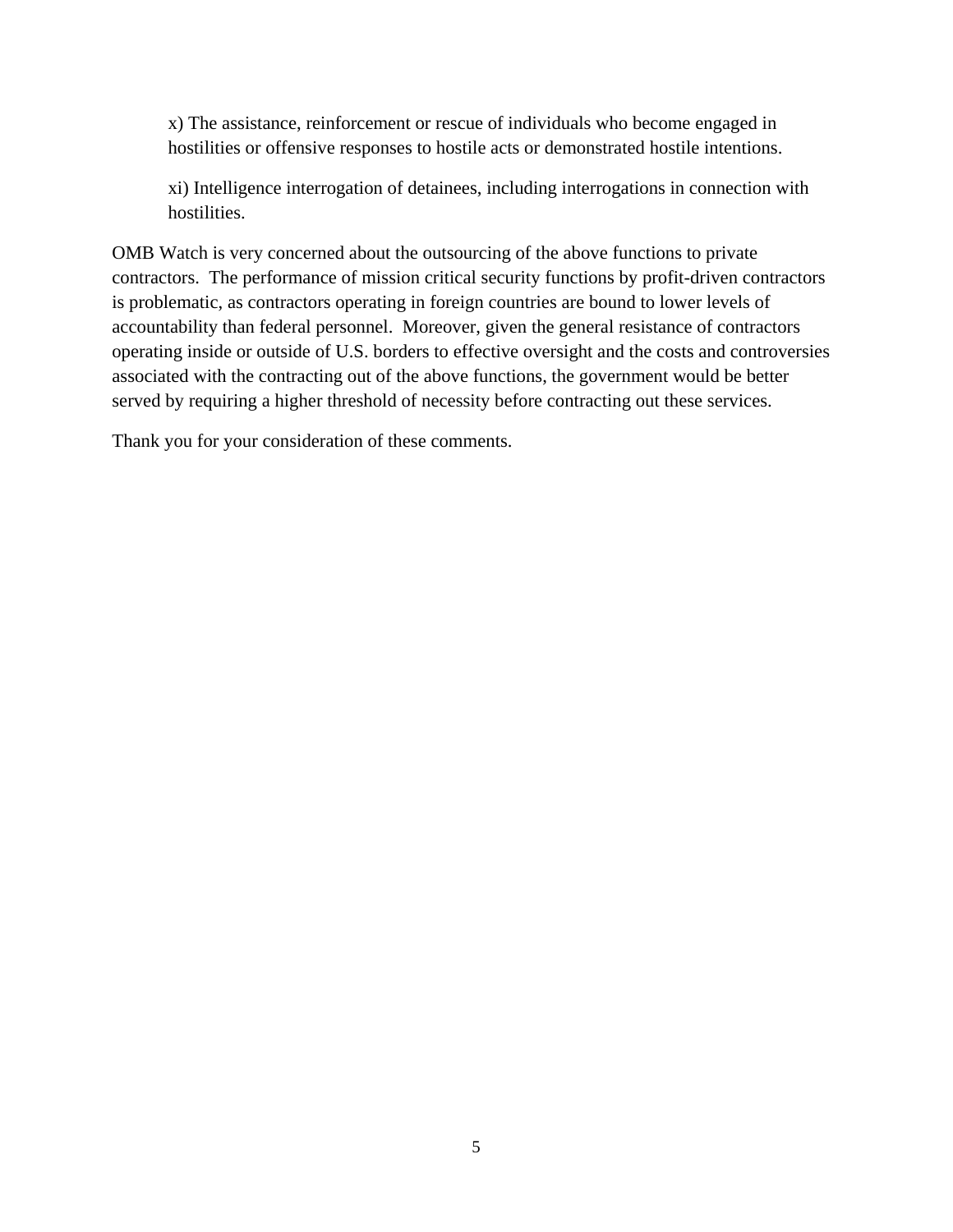x) The assistance, reinforcement or rescue of individuals who become engaged in hostilities or offensive responses to hostile acts or demonstrated hostile intentions.

xi) Intelligence interrogation of detainees, including interrogations in connection with hostilities.

OMB Watch is very concerned about the outsourcing of the above functions to private contractors. The performance of mission critical security functions by profit-driven contractors is problematic, as contractors operating in foreign countries are bound to lower levels of accountability than federal personnel. Moreover, given the general resistance of contractors operating inside or outside of U.S. borders to effective oversight and the costs and controversies associated with the contracting out of the above functions, the government would be better served by requiring a higher threshold of necessity before contracting out these services.

Thank you for your consideration of these comments.